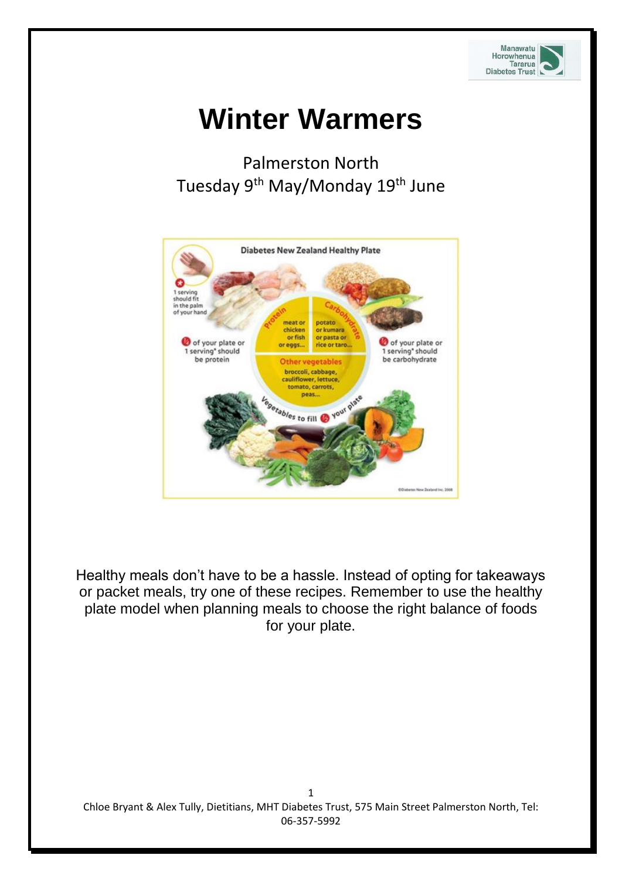# Winter Warmers

Palmerston North
Tuesday 9th May/Monday 19th June

Diabetes New Zealand Healthy Plate

1 serving should fit in the palm of your hand

¼ of your plate or 1 serving* should be protein

Protein: meat or chicken or fish or eggs...

Carbohydrate: potato or kumara or pasta or rice or taro...

¼ of your plate or 1 serving* should be carbohydrate

Other vegetables: broccoli, cabbage, cauliflower, lettuce, tomato, carrots, peas...

Vegetables to fill ½ your plate

©Diabetes New Zealand Inc. 2008

Healthy meals don't have to be a hassle. Instead of opting for takeaways or packet meals, try one of these recipes. Remember to use the healthy plate model when planning meals to choose the right balance of foods for your plate.

Chloe Bryant & Alex Tully, Dietitians, MHT Diabetes Trust, 575 Main Street Palmerston North, Tel: 06-357-5992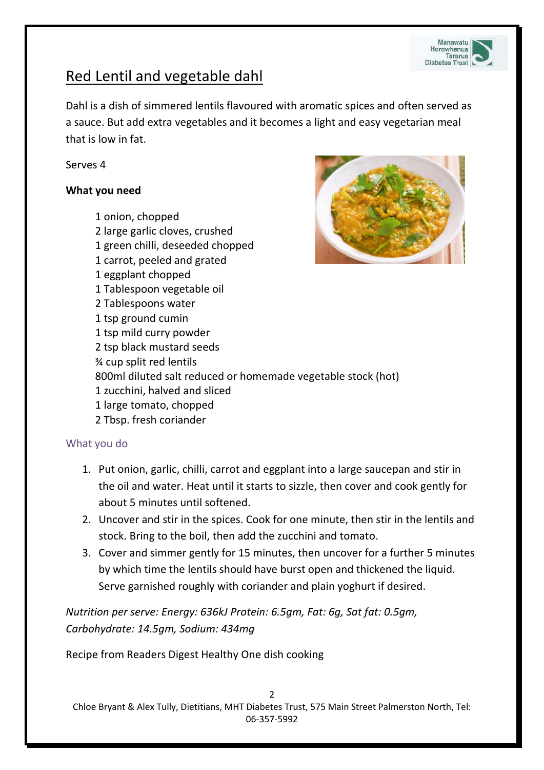# Red Lentil and vegetable dahl

Dahl is a dish of simmered lentils flavoured with aromatic spices and often served as a sauce. But add extra vegetables and it becomes a light and easy vegetarian meal that is low in fat.

Serves 4

**What you need**

- 1 onion, chopped
- 2 large garlic cloves, crushed
- 1 green chilli, deseeded chopped
- 1 carrot, peeled and grated
- 1 eggplant chopped
- 1 Tablespoon vegetable oil
- 2 Tablespoons water
- 1 tsp ground cumin
- 1 tsp mild curry powder
- 2 tsp black mustard seeds
- ¾ cup split red lentils
- 800ml diluted salt reduced or homemade vegetable stock (hot)
- 1 zucchini, halved and sliced
- 1 large tomato, chopped
- 2 Tbsp. fresh coriander

## What you do

1. Put onion, garlic, chilli, carrot and eggplant into a large saucepan and stir in the oil and water. Heat until it starts to sizzle, then cover and cook gently for about 5 minutes until softened.
2. Uncover and stir in the spices. Cook for one minute, then stir in the lentils and stock. Bring to the boil, then add the zucchini and tomato.
3. Cover and simmer gently for 15 minutes, then uncover for a further 5 minutes by which time the lentils should have burst open and thickened the liquid. Serve garnished roughly with coriander and plain yoghurt if desired.

*Nutrition per serve: Energy: 636kJ Protein: 6.5gm, Fat: 6g, Sat fat: 0.5gm, Carbohydrate: 14.5gm, Sodium: 434mg*

Recipe from Readers Digest Healthy One dish cooking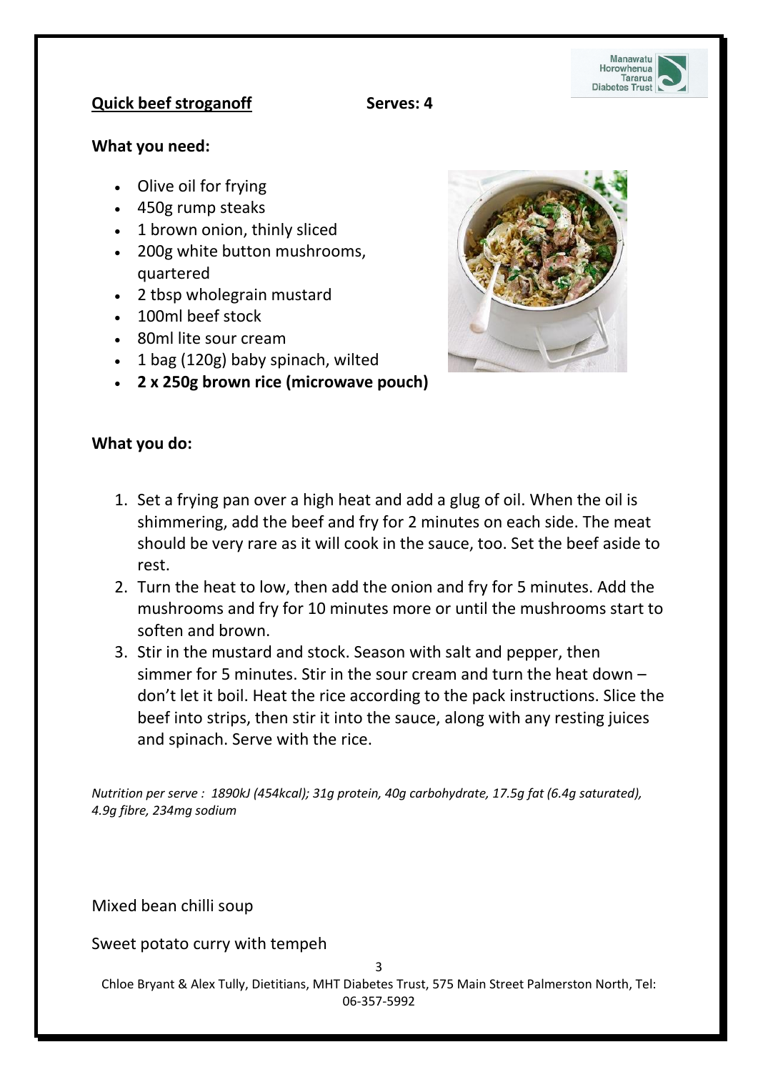## Quick beef stroganoff

**Serves: 4**

### What you need:

- Olive oil for frying
- 450g rump steaks
- 1 brown onion, thinly sliced
- 200g white button mushrooms, quartered
- 2 tbsp wholegrain mustard
- 100ml beef stock
- 80ml lite sour cream
- 1 bag (120g) baby spinach, wilted
- **2 x 250g brown rice (microwave pouch)**

### What you do:

1. Set a frying pan over a high heat and add a glug of oil. When the oil is shimmering, add the beef and fry for 2 minutes on each side. The meat should be very rare as it will cook in the sauce, too. Set the beef aside to rest.
2. Turn the heat to low, then add the onion and fry for 5 minutes. Add the mushrooms and fry for 10 minutes more or until the mushrooms start to soften and brown.
3. Stir in the mustard and stock. Season with salt and pepper, then simmer for 5 minutes. Stir in the sour cream and turn the heat down – don't let it boil. Heat the rice according to the pack instructions. Slice the beef into strips, then stir it into the sauce, along with any resting juices and spinach. Serve with the rice.

*Nutrition per serve : 1890kJ (454kcal); 31g protein, 40g carbohydrate, 17.5g fat (6.4g saturated), 4.9g fibre, 234mg sodium*

Mixed bean chilli soup

Sweet potato curry with tempeh

Chloe Bryant & Alex Tully, Dietitians, MHT Diabetes Trust, 575 Main Street Palmerston North, Tel: 06-357-5992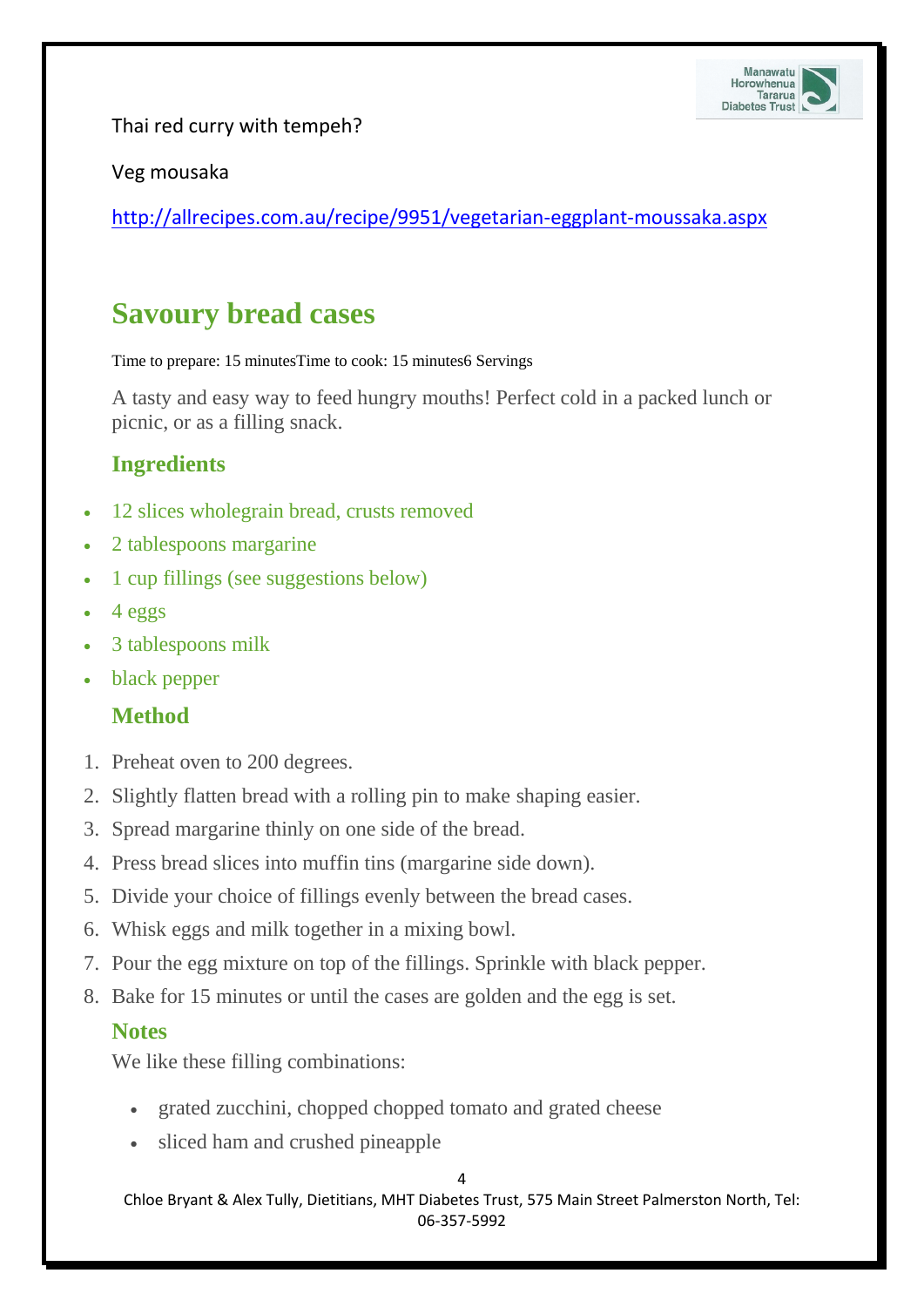Thai red curry with tempeh?

Veg mousaka

http://allrecipes.com.au/recipe/9951/vegetarian-eggplant-moussaka.aspx

# Savoury bread cases

Time to prepare: 15 minutesTime to cook: 15 minutes6 Servings

A tasty and easy way to feed hungry mouths! Perfect cold in a packed lunch or picnic, or as a filling snack.

## Ingredients

- 12 slices wholegrain bread, crusts removed
- 2 tablespoons margarine
- 1 cup fillings (see suggestions below)
- 4 eggs
- 3 tablespoons milk
- black pepper

## Method

1. Preheat oven to 200 degrees.
2. Slightly flatten bread with a rolling pin to make shaping easier.
3. Spread margarine thinly on one side of the bread.
4. Press bread slices into muffin tins (margarine side down).
5. Divide your choice of fillings evenly between the bread cases.
6. Whisk eggs and milk together in a mixing bowl.
7. Pour the egg mixture on top of the fillings. Sprinkle with black pepper.
8. Bake for 15 minutes or until the cases are golden and the egg is set.

## Notes

We like these filling combinations:

- grated zucchini, chopped chopped tomato and grated cheese
- sliced ham and crushed pineapple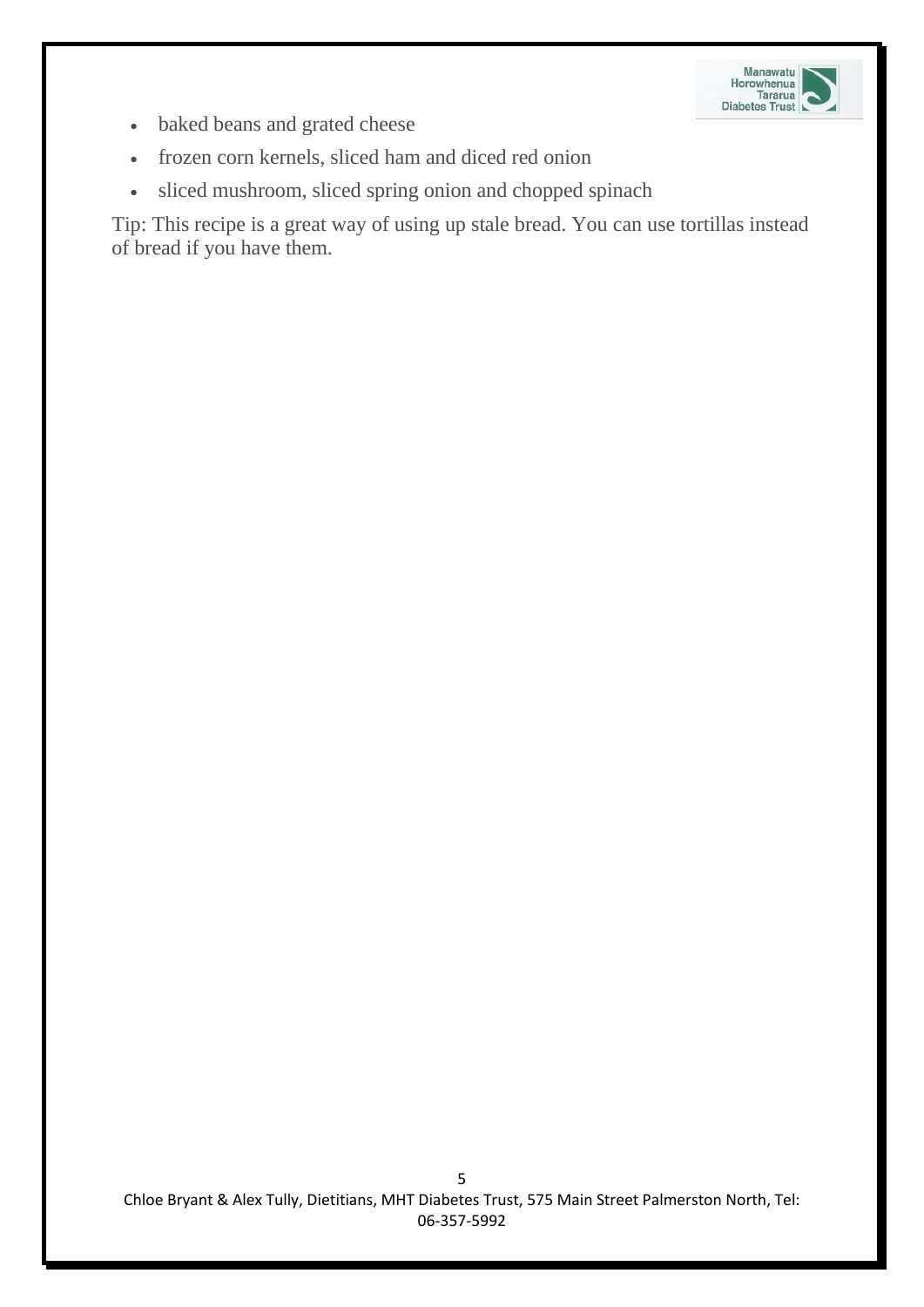- baked beans and grated cheese
- frozen corn kernels, sliced ham and diced red onion
- sliced mushroom, sliced spring onion and chopped spinach

Tip: This recipe is a great way of using up stale bread. You can use tortillas instead of bread if you have them.